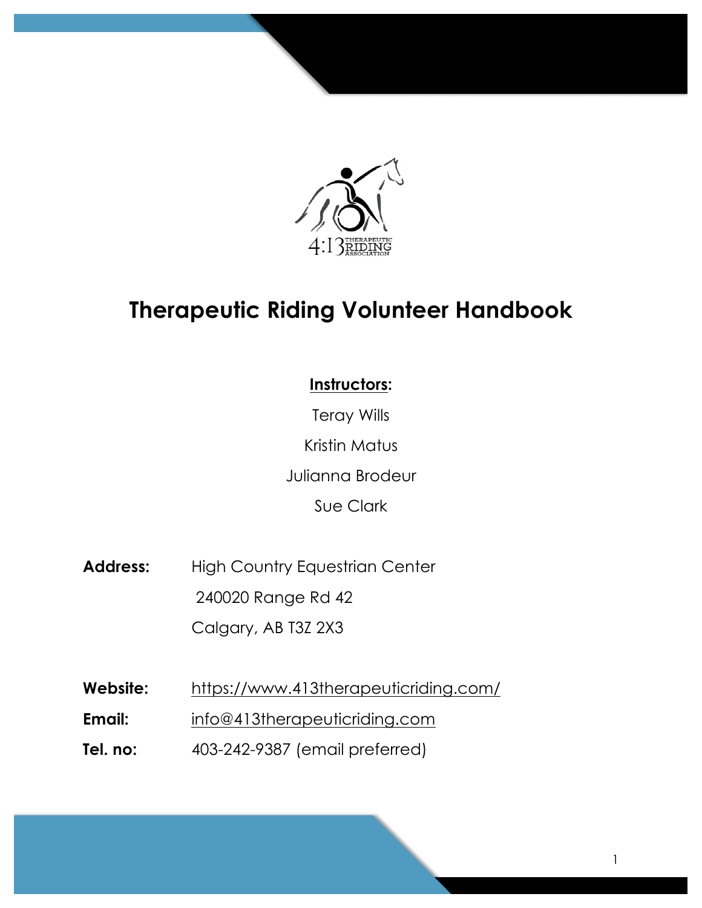# Therapeutic Riding Volunteer Handbook

**Instructors:**

Teray Wills

Kristin Matus

Julianna Brodeur

Sue Clark

**Address:** High Country Equestrian Center
240020 Range Rd 42
Calgary, AB T3Z 2X3

**Website:** https://www.413therapeuticriding.com/

**Email:** info@413therapeuticriding.com

**Tel. no:** 403-242-9387 (email preferred)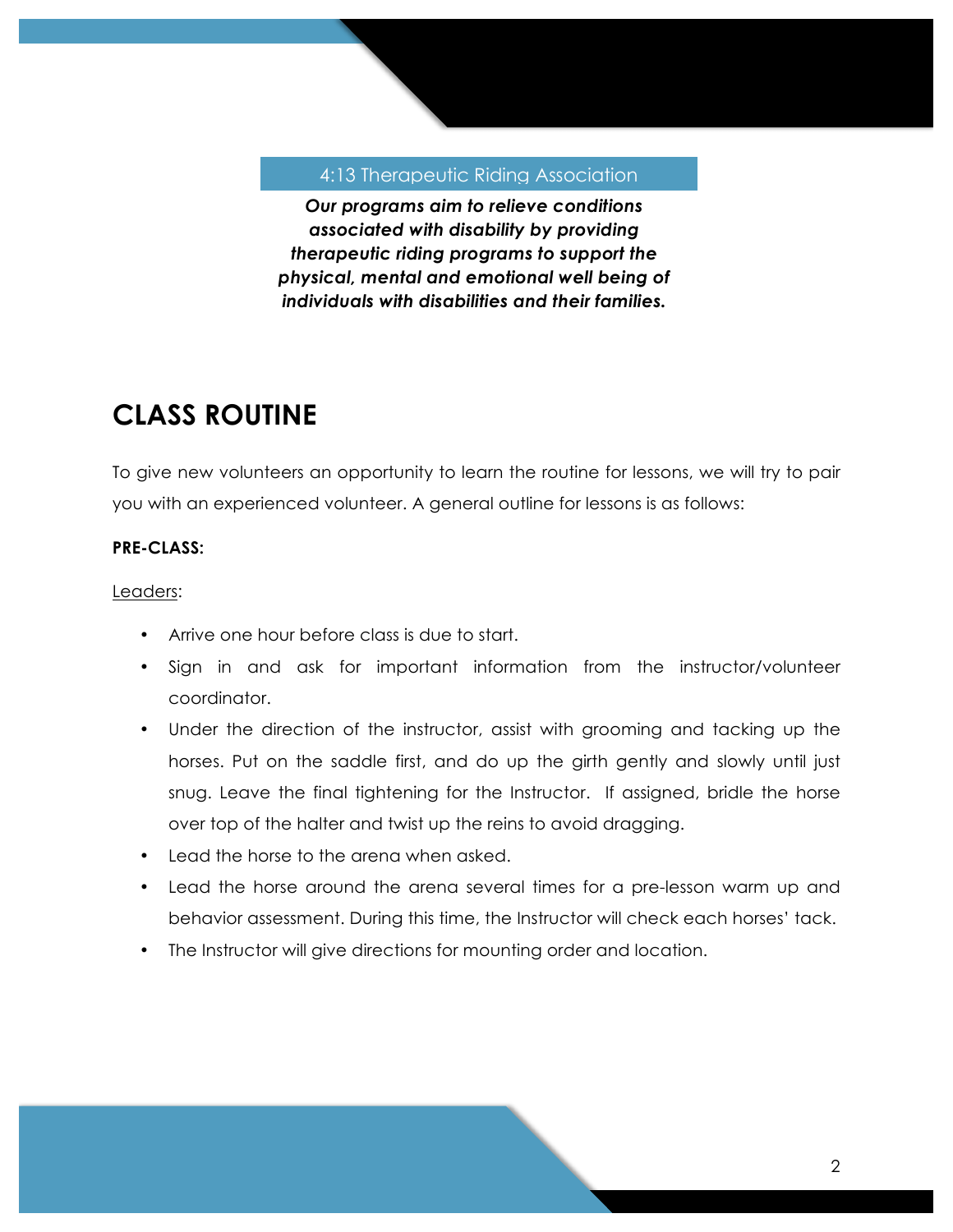4:13 Therapeutic Riding Association

***Our programs aim to relieve conditions associated with disability by providing therapeutic riding programs to support the physical, mental and emotional well being of individuals with disabilities and their families.***

# CLASS ROUTINE

To give new volunteers an opportunity to learn the routine for lessons, we will try to pair you with an experienced volunteer. A general outline for lessons is as follows:

**PRE-CLASS:**

<u>Leaders</u>:

- Arrive one hour before class is due to start.
- Sign in and ask for important information from the instructor/volunteer coordinator.
- Under the direction of the instructor, assist with grooming and tacking up the horses. Put on the saddle first, and do up the girth gently and slowly until just snug. Leave the final tightening for the Instructor. If assigned, bridle the horse over top of the halter and twist up the reins to avoid dragging.
- Lead the horse to the arena when asked.
- Lead the horse around the arena several times for a pre-lesson warm up and behavior assessment. During this time, the Instructor will check each horses' tack.
- The Instructor will give directions for mounting order and location.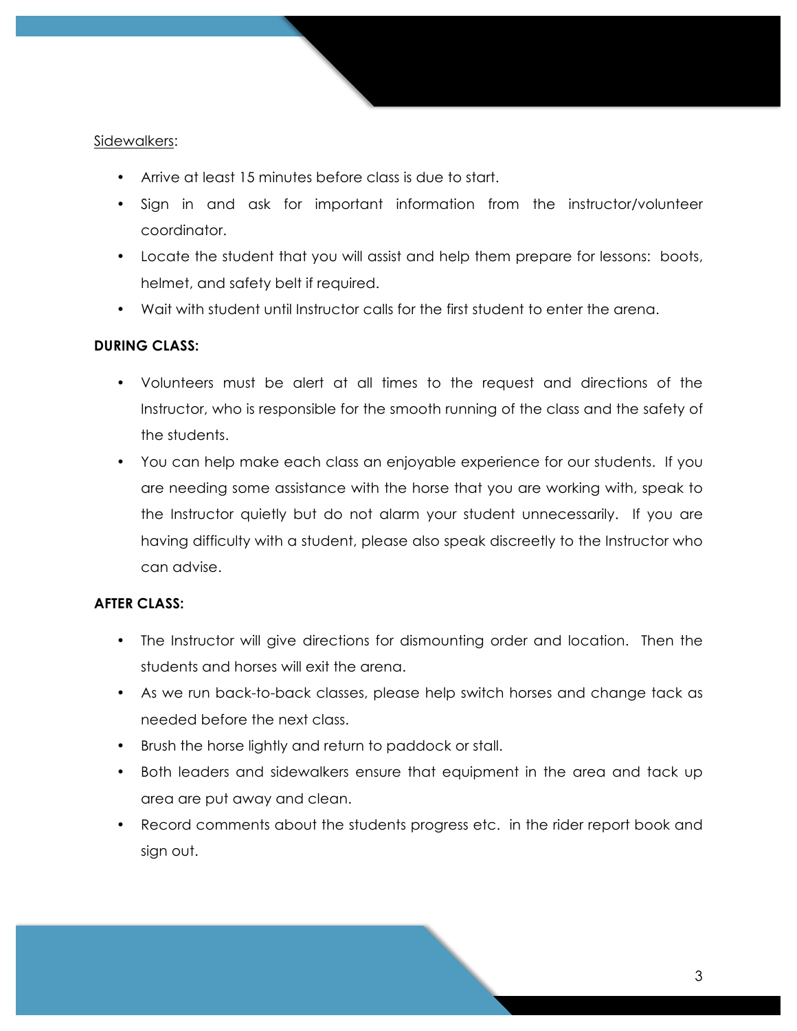<u>Sidewalkers</u>:

- Arrive at least 15 minutes before class is due to start.
- Sign in and ask for important information from the instructor/volunteer coordinator.
- Locate the student that you will assist and help them prepare for lessons: boots, helmet, and safety belt if required.
- Wait with student until Instructor calls for the first student to enter the arena.

**DURING CLASS:**

- Volunteers must be alert at all times to the request and directions of the Instructor, who is responsible for the smooth running of the class and the safety of the students.
- You can help make each class an enjoyable experience for our students. If you are needing some assistance with the horse that you are working with, speak to the Instructor quietly but do not alarm your student unnecessarily. If you are having difficulty with a student, please also speak discreetly to the Instructor who can advise.

**AFTER CLASS:**

- The Instructor will give directions for dismounting order and location. Then the students and horses will exit the arena.
- As we run back-to-back classes, please help switch horses and change tack as needed before the next class.
- Brush the horse lightly and return to paddock or stall.
- Both leaders and sidewalkers ensure that equipment in the area and tack up area are put away and clean.
- Record comments about the students progress etc. in the rider report book and sign out.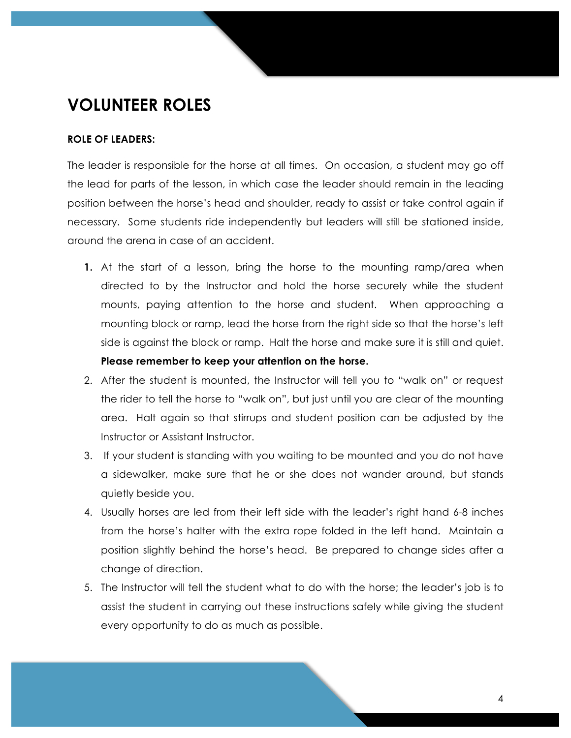# VOLUNTEER ROLES

**ROLE OF LEADERS:**

The leader is responsible for the horse at all times. On occasion, a student may go off the lead for parts of the lesson, in which case the leader should remain in the leading position between the horse's head and shoulder, ready to assist or take control again if necessary. Some students ride independently but leaders will still be stationed inside, around the arena in case of an accident.

1. At the start of a lesson, bring the horse to the mounting ramp/area when directed to by the Instructor and hold the horse securely while the student mounts, paying attention to the horse and student. When approaching a mounting block or ramp, lead the horse from the right side so that the horse's left side is against the block or ramp. Halt the horse and make sure it is still and quiet. **Please remember to keep your attention on the horse.**
2. After the student is mounted, the Instructor will tell you to "walk on" or request the rider to tell the horse to "walk on", but just until you are clear of the mounting area. Halt again so that stirrups and student position can be adjusted by the Instructor or Assistant Instructor.
3. If your student is standing with you waiting to be mounted and you do not have a sidewalker, make sure that he or she does not wander around, but stands quietly beside you.
4. Usually horses are led from their left side with the leader's right hand 6-8 inches from the horse's halter with the extra rope folded in the left hand. Maintain a position slightly behind the horse's head. Be prepared to change sides after a change of direction.
5. The Instructor will tell the student what to do with the horse; the leader's job is to assist the student in carrying out these instructions safely while giving the student every opportunity to do as much as possible.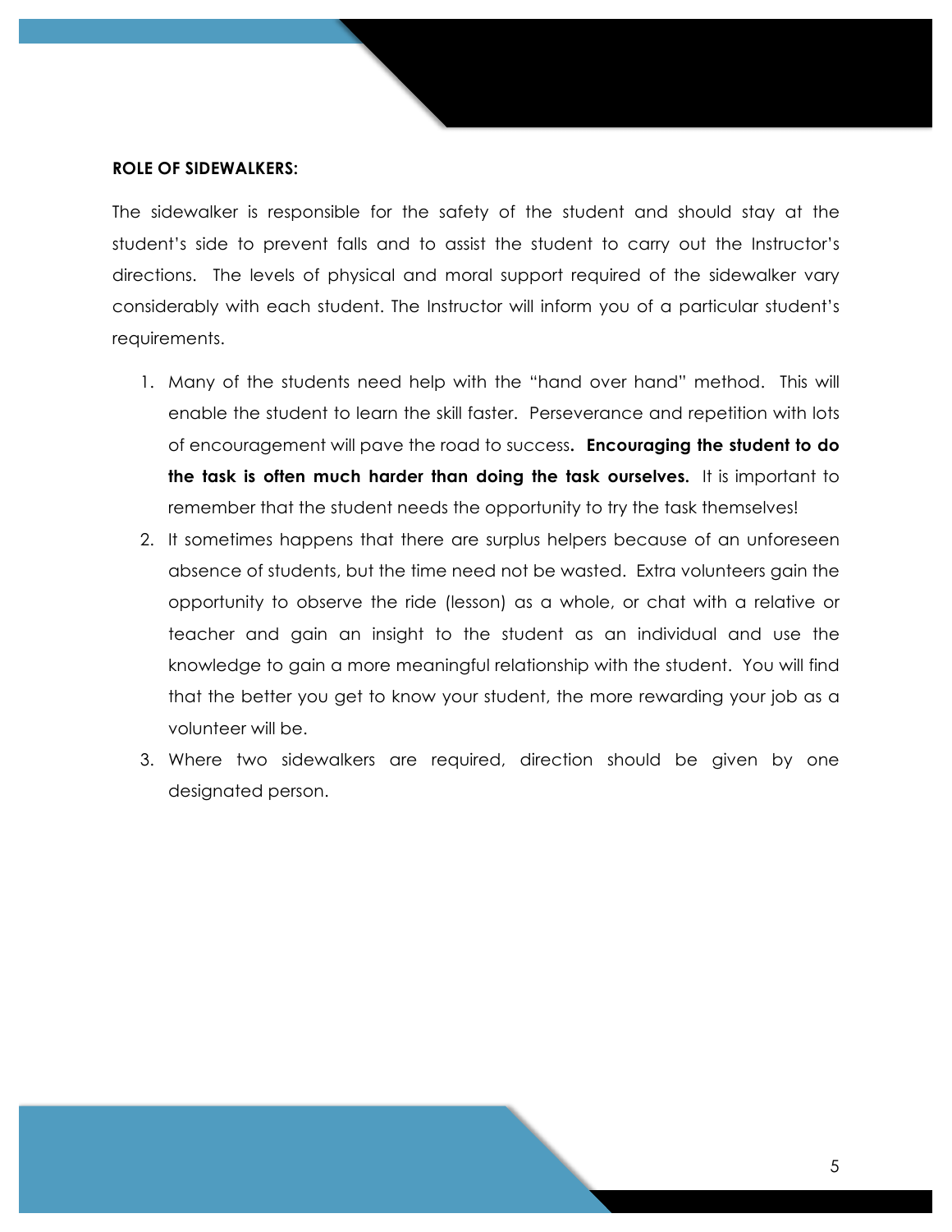**ROLE OF SIDEWALKERS:**

The sidewalker is responsible for the safety of the student and should stay at the student's side to prevent falls and to assist the student to carry out the Instructor's directions. The levels of physical and moral support required of the sidewalker vary considerably with each student. The Instructor will inform you of a particular student's requirements.

1. Many of the students need help with the "hand over hand" method. This will enable the student to learn the skill faster. Perseverance and repetition with lots of encouragement will pave the road to success**. Encouraging the student to do the task is often much harder than doing the task ourselves.** It is important to remember that the student needs the opportunity to try the task themselves!
2. It sometimes happens that there are surplus helpers because of an unforeseen absence of students, but the time need not be wasted. Extra volunteers gain the opportunity to observe the ride (lesson) as a whole, or chat with a relative or teacher and gain an insight to the student as an individual and use the knowledge to gain a more meaningful relationship with the student. You will find that the better you get to know your student, the more rewarding your job as a volunteer will be.
3. Where two sidewalkers are required, direction should be given by one designated person.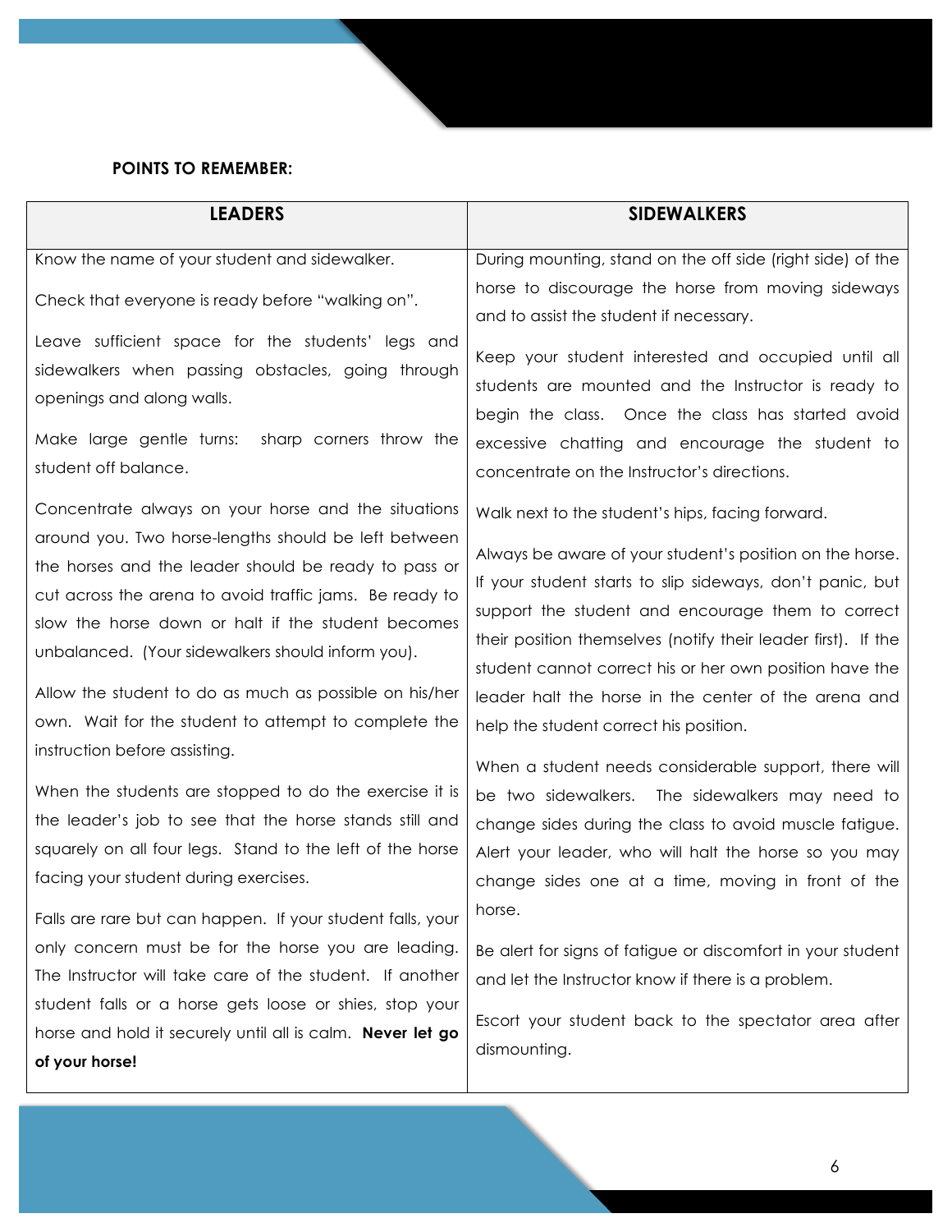**POINTS TO REMEMBER:**

| LEADERS | SIDEWALKERS |
| --- | --- |
| Know the name of your student and sidewalker.<br><br>Check that everyone is ready before "walking on".<br><br>Leave sufficient space for the students' legs and sidewalkers when passing obstacles, going through openings and along walls.<br><br>Make large gentle turns: sharp corners throw the student off balance.<br><br>Concentrate always on your horse and the situations around you. Two horse-lengths should be left between the horses and the leader should be ready to pass or cut across the arena to avoid traffic jams. Be ready to slow the horse down or halt if the student becomes unbalanced. (Your sidewalkers should inform you).<br><br>Allow the student to do as much as possible on his/her own. Wait for the student to attempt to complete the instruction before assisting.<br><br>When the students are stopped to do the exercise it is the leader's job to see that the horse stands still and squarely on all four legs. Stand to the left of the horse facing your student during exercises.<br><br>Falls are rare but can happen. If your student falls, your only concern must be for the horse you are leading. The Instructor will take care of the student. If another student falls or a horse gets loose or shies, stop your horse and hold it securely until all is calm. **Never let go of your horse!** | During mounting, stand on the off side (right side) of the horse to discourage the horse from moving sideways and to assist the student if necessary.<br><br>Keep your student interested and occupied until all students are mounted and the Instructor is ready to begin the class. Once the class has started avoid excessive chatting and encourage the student to concentrate on the Instructor's directions.<br><br>Walk next to the student's hips, facing forward.<br><br>Always be aware of your student's position on the horse. If your student starts to slip sideways, don't panic, but support the student and encourage them to correct their position themselves (notify their leader first). If the student cannot correct his or her own position have the leader halt the horse in the center of the arena and help the student correct his position.<br><br>When a student needs considerable support, there will be two sidewalkers. The sidewalkers may need to change sides during the class to avoid muscle fatigue. Alert your leader, who will halt the horse so you may change sides one at a time, moving in front of the horse.<br><br>Be alert for signs of fatigue or discomfort in your student and let the Instructor know if there is a problem.<br><br>Escort your student back to the spectator area after dismounting. |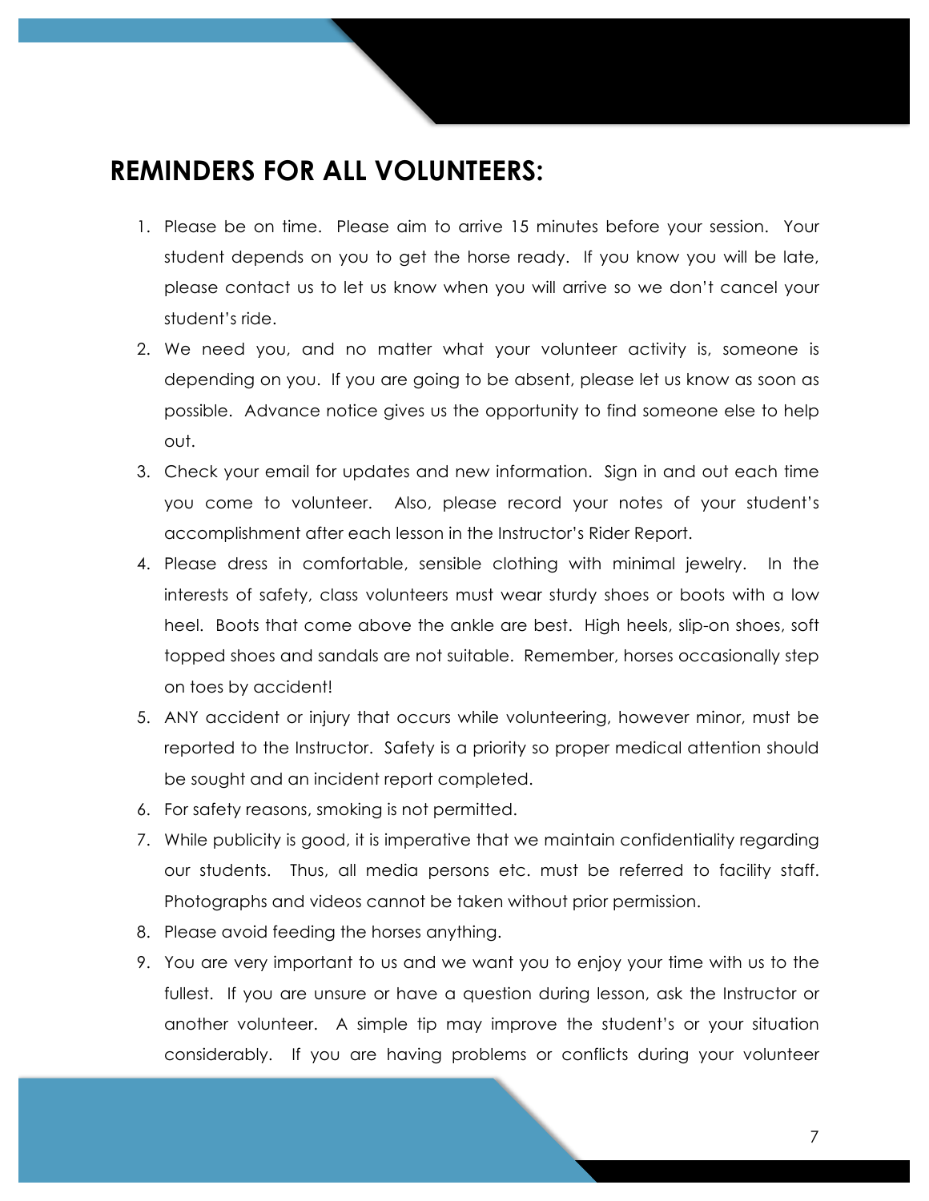## REMINDERS FOR ALL VOLUNTEERS:

1. Please be on time. Please aim to arrive 15 minutes before your session. Your student depends on you to get the horse ready. If you know you will be late, please contact us to let us know when you will arrive so we don't cancel your student's ride.
2. We need you, and no matter what your volunteer activity is, someone is depending on you. If you are going to be absent, please let us know as soon as possible. Advance notice gives us the opportunity to find someone else to help out.
3. Check your email for updates and new information. Sign in and out each time you come to volunteer. Also, please record your notes of your student's accomplishment after each lesson in the Instructor's Rider Report.
4. Please dress in comfortable, sensible clothing with minimal jewelry. In the interests of safety, class volunteers must wear sturdy shoes or boots with a low heel. Boots that come above the ankle are best. High heels, slip-on shoes, soft topped shoes and sandals are not suitable. Remember, horses occasionally step on toes by accident!
5. ANY accident or injury that occurs while volunteering, however minor, must be reported to the Instructor. Safety is a priority so proper medical attention should be sought and an incident report completed.
6. For safety reasons, smoking is not permitted.
7. While publicity is good, it is imperative that we maintain confidentiality regarding our students. Thus, all media persons etc. must be referred to facility staff. Photographs and videos cannot be taken without prior permission.
8. Please avoid feeding the horses anything.
9. You are very important to us and we want you to enjoy your time with us to the fullest. If you are unsure or have a question during lesson, ask the Instructor or another volunteer. A simple tip may improve the student's or your situation considerably. If you are having problems or conflicts during your volunteer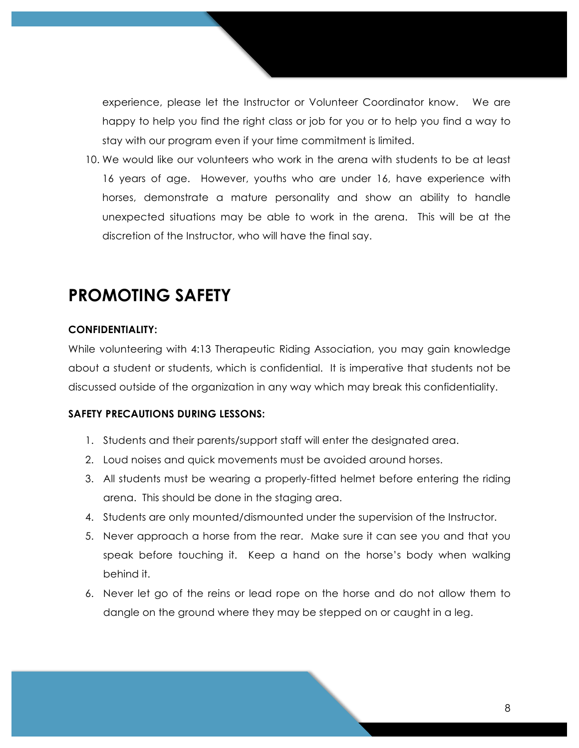experience, please let the Instructor or Volunteer Coordinator know. We are happy to help you find the right class or job for you or to help you find a way to stay with our program even if your time commitment is limited.

10. We would like our volunteers who work in the arena with students to be at least 16 years of age. However, youths who are under 16, have experience with horses, demonstrate a mature personality and show an ability to handle unexpected situations may be able to work in the arena. This will be at the discretion of the Instructor, who will have the final say.

## PROMOTING SAFETY

**CONFIDENTIALITY:**

While volunteering with 4:13 Therapeutic Riding Association, you may gain knowledge about a student or students, which is confidential. It is imperative that students not be discussed outside of the organization in any way which may break this confidentiality.

**SAFETY PRECAUTIONS DURING LESSONS:**

1. Students and their parents/support staff will enter the designated area.
2. Loud noises and quick movements must be avoided around horses.
3. All students must be wearing a properly-fitted helmet before entering the riding arena. This should be done in the staging area.
4. Students are only mounted/dismounted under the supervision of the Instructor.
5. Never approach a horse from the rear. Make sure it can see you and that you speak before touching it. Keep a hand on the horse's body when walking behind it.
6. Never let go of the reins or lead rope on the horse and do not allow them to dangle on the ground where they may be stepped on or caught in a leg.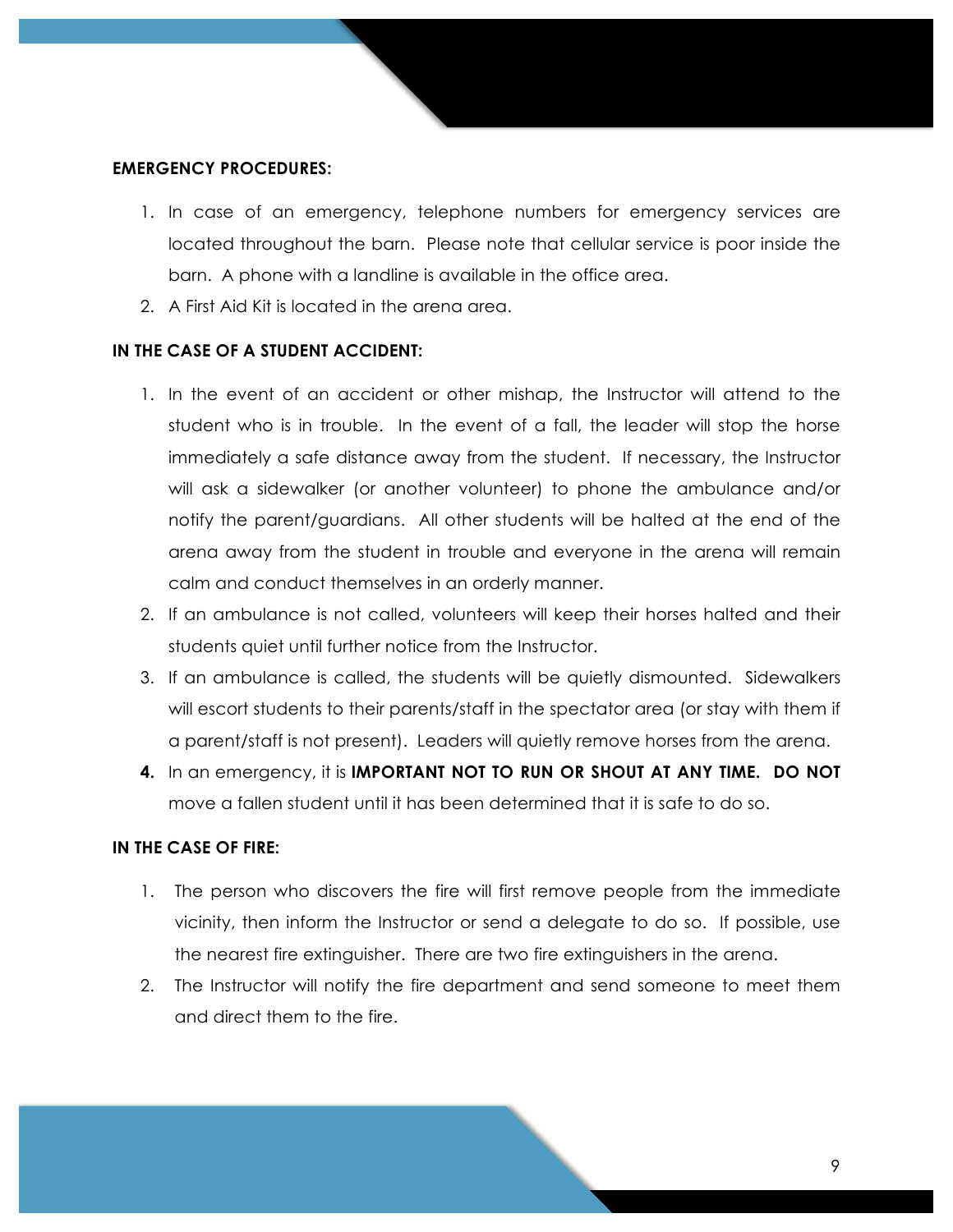**EMERGENCY PROCEDURES:**

1. In case of an emergency, telephone numbers for emergency services are located throughout the barn. Please note that cellular service is poor inside the barn. A phone with a landline is available in the office area.
2. A First Aid Kit is located in the arena area.

**IN THE CASE OF A STUDENT ACCIDENT:**

1. In the event of an accident or other mishap, the Instructor will attend to the student who is in trouble. In the event of a fall, the leader will stop the horse immediately a safe distance away from the student. If necessary, the Instructor will ask a sidewalker (or another volunteer) to phone the ambulance and/or notify the parent/guardians. All other students will be halted at the end of the arena away from the student in trouble and everyone in the arena will remain calm and conduct themselves in an orderly manner.
2. If an ambulance is not called, volunteers will keep their horses halted and their students quiet until further notice from the Instructor.
3. If an ambulance is called, the students will be quietly dismounted. Sidewalkers will escort students to their parents/staff in the spectator area (or stay with them if a parent/staff is not present). Leaders will quietly remove horses from the arena.
4. In an emergency, it is **IMPORTANT NOT TO RUN OR SHOUT AT ANY TIME. DO NOT** move a fallen student until it has been determined that it is safe to do so.

**IN THE CASE OF FIRE:**

1. The person who discovers the fire will first remove people from the immediate vicinity, then inform the Instructor or send a delegate to do so. If possible, use the nearest fire extinguisher. There are two fire extinguishers in the arena.
2. The Instructor will notify the fire department and send someone to meet them and direct them to the fire.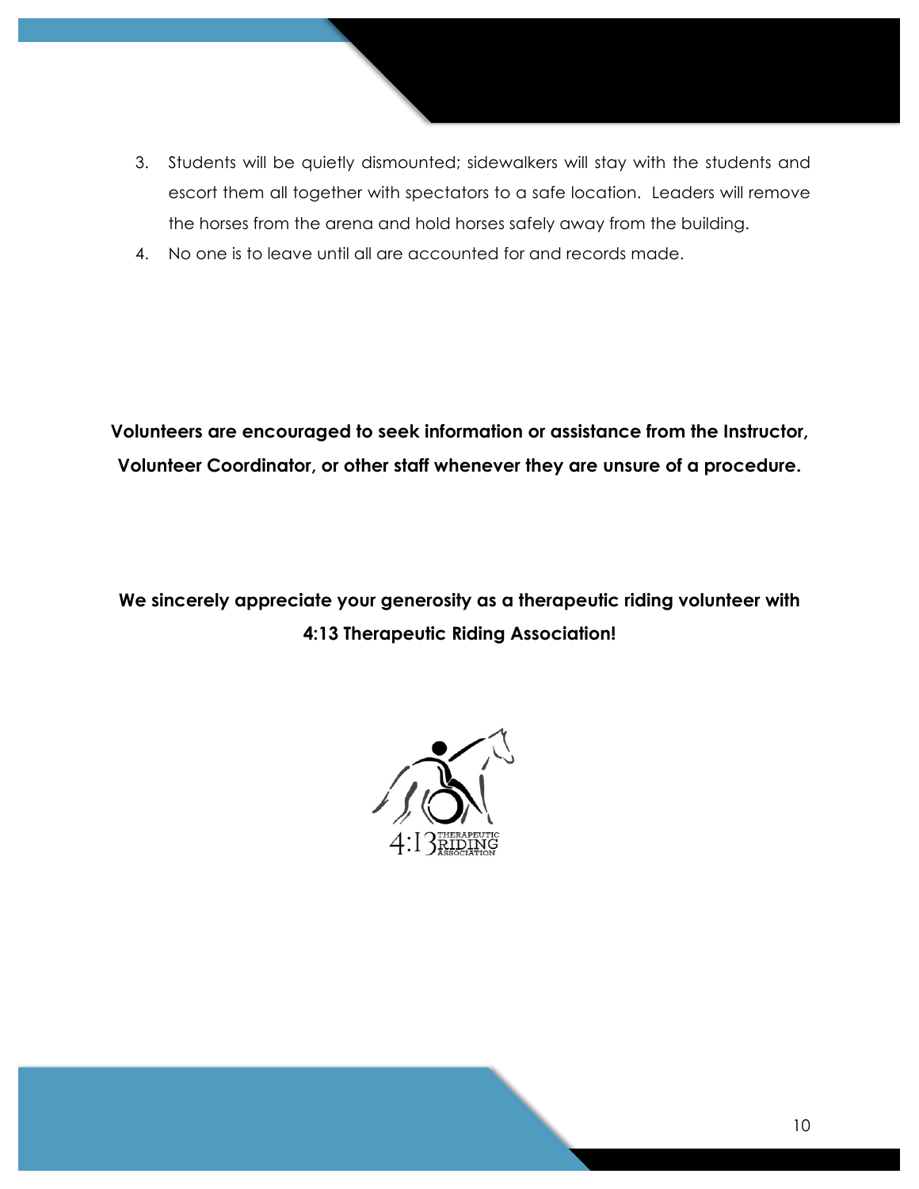3. Students will be quietly dismounted; sidewalkers will stay with the students and escort them all together with spectators to a safe location. Leaders will remove the horses from the arena and hold horses safely away from the building.
4. No one is to leave until all are accounted for and records made.

**Volunteers are encouraged to seek information or assistance from the Instructor, Volunteer Coordinator, or other staff whenever they are unsure of a procedure.**

**We sincerely appreciate your generosity as a therapeutic riding volunteer with 4:13 Therapeutic Riding Association!**

4:13 THERAPEUTIC RIDING ASSOCIATION